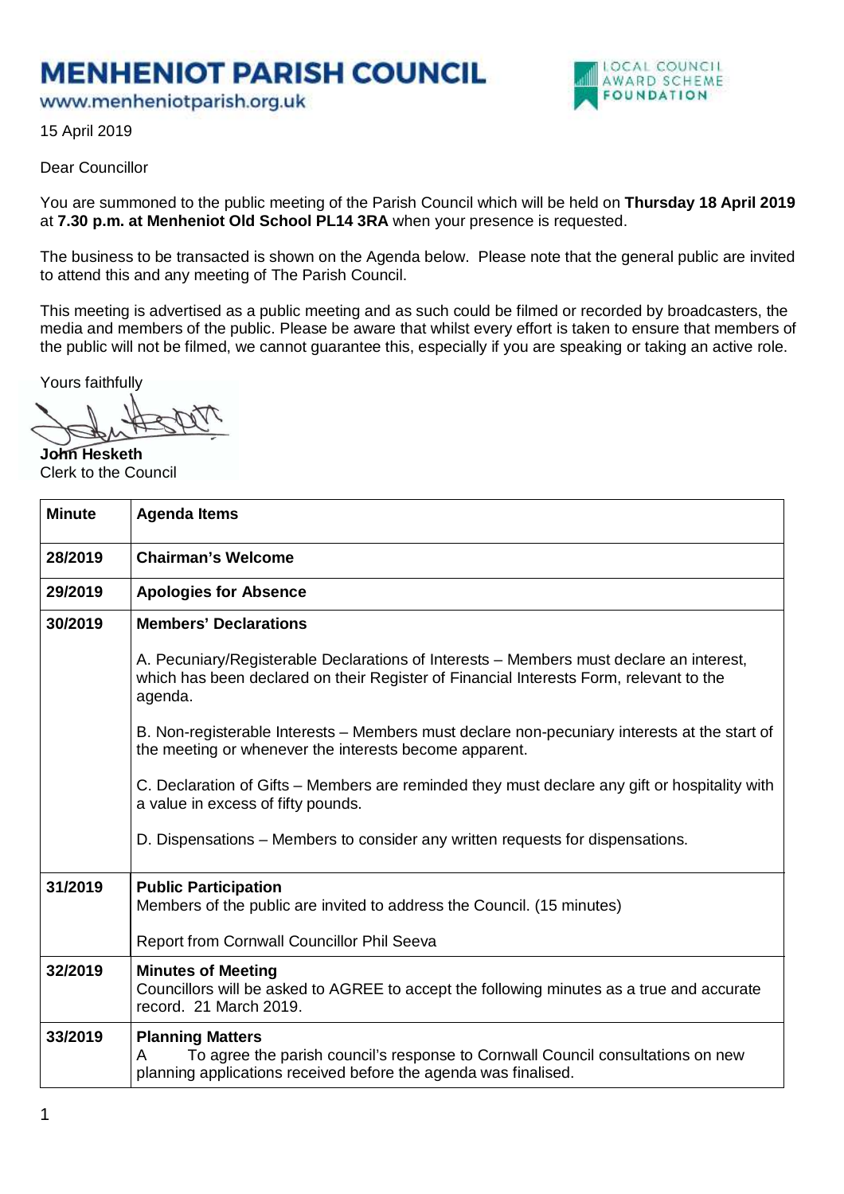# MENHENIOT PARISH COUNCIL

www.menheniotparish.org.uk

LOCAL COUNCIL AWARD SCHEME FOUNDATION

15 April 2019

Dear Councillor

You are summoned to the public meeting of the Parish Council which will be held on **Thursday 18 April 2019** at **7.30 p.m. at Menheniot Old School PL14 3RA** when your presence is requested.

The business to be transacted is shown on the Agenda below. Please note that the general public are invited to attend this and any meeting of The Parish Council.

This meeting is advertised as a public meeting and as such could be filmed or recorded by broadcasters, the media and members of the public. Please be aware that whilst every effort is taken to ensure that members of the public will not be filmed, we cannot guarantee this, especially if you are speaking or taking an active role.

Yours faithfully

**John Hesketh**
Clerk to the Council

| Minute | Agenda Items |
|---|---|
| 28/2019 | **Chairman's Welcome** |
| 29/2019 | **Apologies for Absence** |
| 30/2019 | **Members' Declarations**<br><br>A. Pecuniary/Registerable Declarations of Interests – Members must declare an interest, which has been declared on their Register of Financial Interests Form, relevant to the agenda.<br><br>B. Non-registerable Interests – Members must declare non-pecuniary interests at the start of the meeting or whenever the interests become apparent.<br><br>C. Declaration of Gifts – Members are reminded they must declare any gift or hospitality with a value in excess of fifty pounds.<br><br>D. Dispensations – Members to consider any written requests for dispensations. |
| 31/2019 | **Public Participation**<br>Members of the public are invited to address the Council. (15 minutes)<br><br>Report from Cornwall Councillor Phil Seeva |
| 32/2019 | **Minutes of Meeting**<br>Councillors will be asked to AGREE to accept the following minutes as a true and accurate record. 21 March 2019. |
| 33/2019 | **Planning Matters**<br>A To agree the parish council's response to Cornwall Council consultations on new planning applications received before the agenda was finalised. |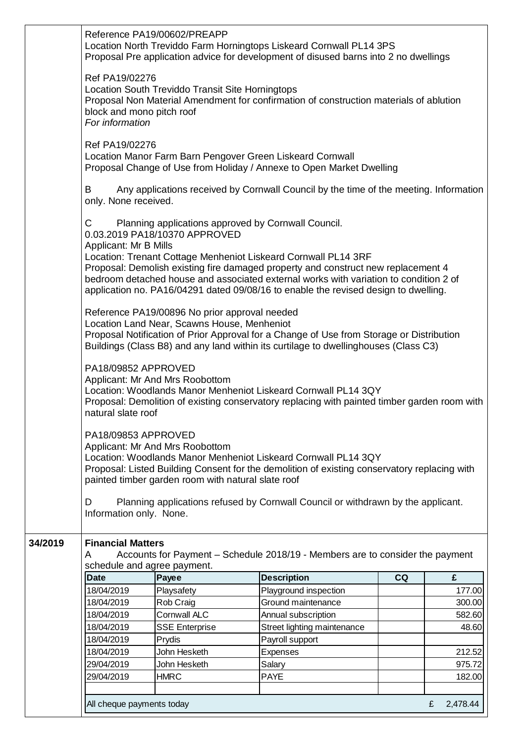Reference PA19/00602/PREAPP
Location North Treviddo Farm Horningtops Liskeard Cornwall PL14 3PS
Proposal Pre application advice for development of disused barns into 2 no dwellings

Ref PA19/02276
Location South Treviddo Transit Site Horningtops
Proposal Non Material Amendment for confirmation of construction materials of ablution block and mono pitch roof
*For information*

Ref PA19/02276
Location Manor Farm Barn Pengover Green Liskeard Cornwall
Proposal Change of Use from Holiday / Annexe to Open Market Dwelling

B Any applications received by Cornwall Council by the time of the meeting. Information only. None received.

C Planning applications approved by Cornwall Council.
0.03.2019 PA18/10370 APPROVED
Applicant: Mr B Mills
Location: Trenant Cottage Menheniot Liskeard Cornwall PL14 3RF
Proposal: Demolish existing fire damaged property and construct new replacement 4 bedroom detached house and associated external works with variation to condition 2 of application no. PA16/04291 dated 09/08/16 to enable the revised design to dwelling.

Reference PA19/00896 No prior approval needed
Location Land Near, Scawns House, Menheniot
Proposal Notification of Prior Approval for a Change of Use from Storage or Distribution Buildings (Class B8) and any land within its curtilage to dwellinghouses (Class C3)

PA18/09852 APPROVED
Applicant: Mr And Mrs Roobottom
Location: Woodlands Manor Menheniot Liskeard Cornwall PL14 3QY
Proposal: Demolition of existing conservatory replacing with painted timber garden room with natural slate roof

PA18/09853 APPROVED
Applicant: Mr And Mrs Roobottom
Location: Woodlands Manor Menheniot Liskeard Cornwall PL14 3QY
Proposal: Listed Building Consent for the demolition of existing conservatory replacing with painted timber garden room with natural slate roof

D Planning applications refused by Cornwall Council or withdrawn by the applicant. Information only. None.

**34/2019** **Financial Matters**

A Accounts for Payment – Schedule 2018/19 - Members are to consider the payment schedule and agree payment.

| Date | Payee | Description | CQ | £ |
|---|---|---|---|---|
| 18/04/2019 | Playsafety | Playground inspection | | 177.00 |
| 18/04/2019 | Rob Craig | Ground maintenance | | 300.00 |
| 18/04/2019 | Cornwall ALC | Annual subscription | | 582.60 |
| 18/04/2019 | SSE Enterprise | Street lighting maintenance | | 48.60 |
| 18/04/2019 | Prydis | Payroll support | | |
| 18/04/2019 | John Hesketh | Expenses | | 212.52 |
| 29/04/2019 | John Hesketh | Salary | | 975.72 |
| 29/04/2019 | HMRC | PAYE | | 182.00 |
| | | | | |
| All cheque payments today | | | | £ 2,478.44 |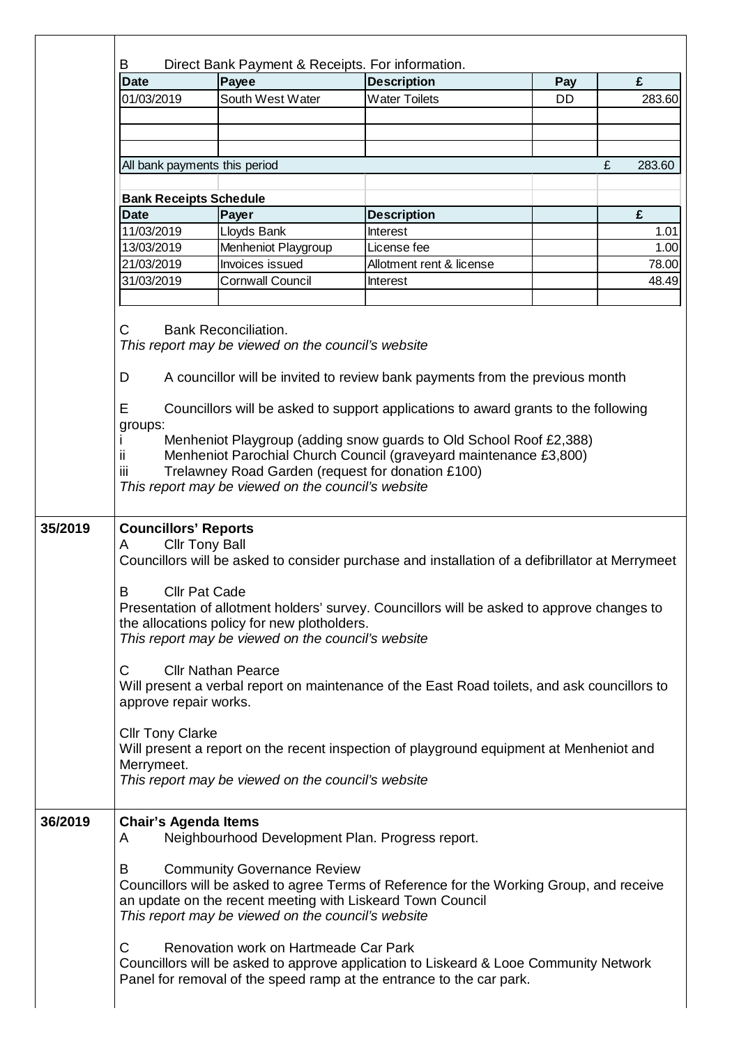B Direct Bank Payment & Receipts. For information.

| Date | Payee | Description | Pay | £ |
|---|---|---|---|---|
| 01/03/2019 | South West Water | Water Toilets | DD | 283.60 |
| | | | | |
| | | | | |
| | | | | |
| All bank payments this period | | | | £ 283.60 |

**Bank Receipts Schedule**

| Date | Payer | Description | | £ |
|---|---|---|---|---|
| 11/03/2019 | Lloyds Bank | Interest | | 1.01 |
| 13/03/2019 | Menheniot Playgroup | License fee | | 1.00 |
| 21/03/2019 | Invoices issued | Allotment rent & license | | 78.00 |
| 31/03/2019 | Cornwall Council | Interest | | 48.49 |
| | | | | |

C Bank Reconciliation.
*This report may be viewed on the council's website*

D A councillor will be invited to review bank payments from the previous month

E Councillors will be asked to support applications to award grants to the following groups:

i Menheniot Playgroup (adding snow guards to Old School Roof £2,388)
ii Menheniot Parochial Church Council (graveyard maintenance £3,800)
iii Trelawney Road Garden (request for donation £100)

*This report may be viewed on the council's website*

## 35/2019 Councillors' Reports

A Cllr Tony Ball
Councillors will be asked to consider purchase and installation of a defibrillator at Merrymeet

B Cllr Pat Cade
Presentation of allotment holders' survey. Councillors will be asked to approve changes to the allocations policy for new plotholders.
*This report may be viewed on the council's website*

C Cllr Nathan Pearce
Will present a verbal report on maintenance of the East Road toilets, and ask councillors to approve repair works.

Cllr Tony Clarke
Will present a report on the recent inspection of playground equipment at Menheniot and Merrymeet.
*This report may be viewed on the council's website*

## 36/2019 Chair's Agenda Items

A Neighbourhood Development Plan. Progress report.

B Community Governance Review
Councillors will be asked to agree Terms of Reference for the Working Group, and receive an update on the recent meeting with Liskeard Town Council
*This report may be viewed on the council's website*

C Renovation work on Hartmeade Car Park
Councillors will be asked to approve application to Liskeard & Looe Community Network Panel for removal of the speed ramp at the entrance to the car park.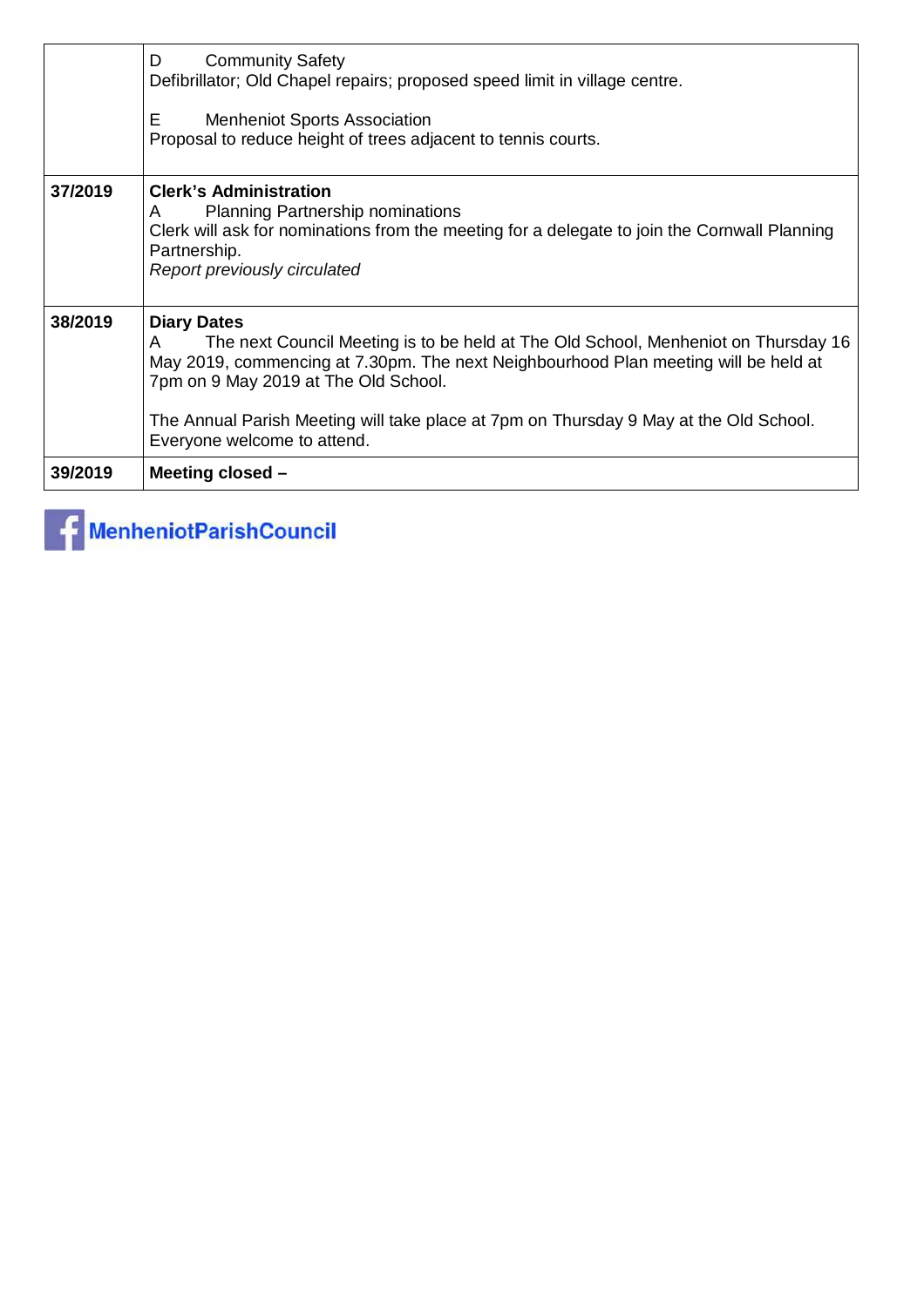| | |
|---|---|
| | D Community Safety<br>Defibrillator; Old Chapel repairs; proposed speed limit in village centre.<br><br>E Menheniot Sports Association<br>Proposal to reduce height of trees adjacent to tennis courts. |
| **37/2019** | **Clerk's Administration**<br>A Planning Partnership nominations<br>Clerk will ask for nominations from the meeting for a delegate to join the Cornwall Planning Partnership.<br>*Report previously circulated* |
| **38/2019** | **Diary Dates**<br>A The next Council Meeting is to be held at The Old School, Menheniot on Thursday 16 May 2019, commencing at 7.30pm. The next Neighbourhood Plan meeting will be held at 7pm on 9 May 2019 at The Old School.<br><br>The Annual Parish Meeting will take place at 7pm on Thursday 9 May at the Old School. Everyone welcome to attend. |
| **39/2019** | **Meeting closed –** |

MenheniotParishCouncil